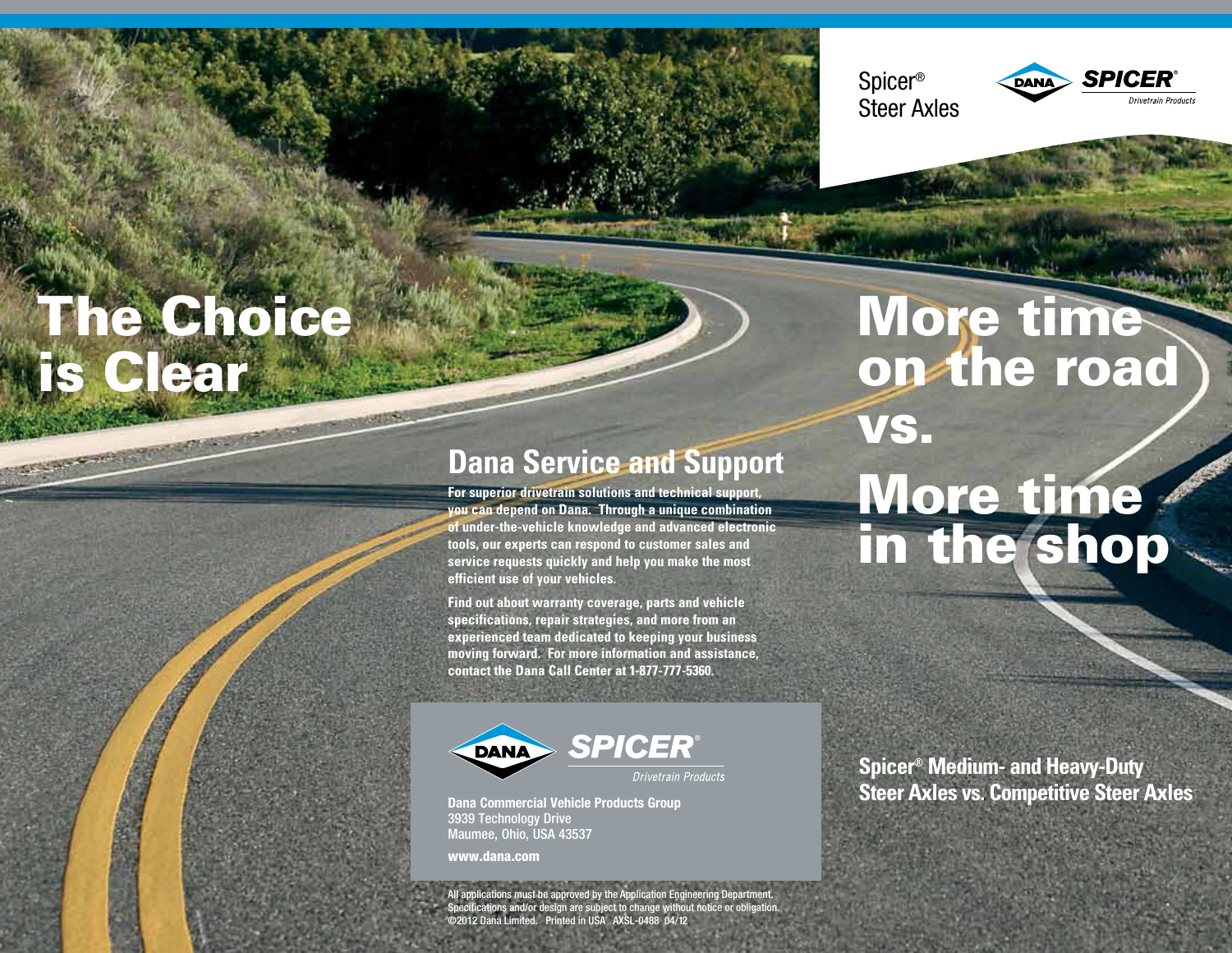Spicer®
Steer Axles

DANA SPICER® *Drivetrain Products*

# The Choice is Clear

## Dana Service and Support

**For superior drivetrain solutions and technical support, you can depend on Dana. Through a unique combination of under-the-vehicle knowledge and advanced electronic tools, our experts can respond to customer sales and service requests quickly and help you make the most efficient use of your vehicles.**

**Find out about warranty coverage, parts and vehicle specifications, repair strategies, and more from an experienced team dedicated to keeping your business moving forward. For more information and assistance, contact the Dana Call Center at 1-877-777-5360.**

DANA SPICER® *Drivetrain Products*

**Dana Commercial Vehicle Products Group**
3939 Technology Drive
Maumee, Ohio, USA 43537

**www.dana.com**

All applications must be approved by the Application Engineering Department. Specifications and/or design are subject to change without notice or obligation.
©2012 Dana Limited. Printed in USA AXSL-0488 04/12

# More time on the road vs. More time in the shop

**Spicer® Medium- and Heavy-Duty Steer Axles vs. Competitive Steer Axles**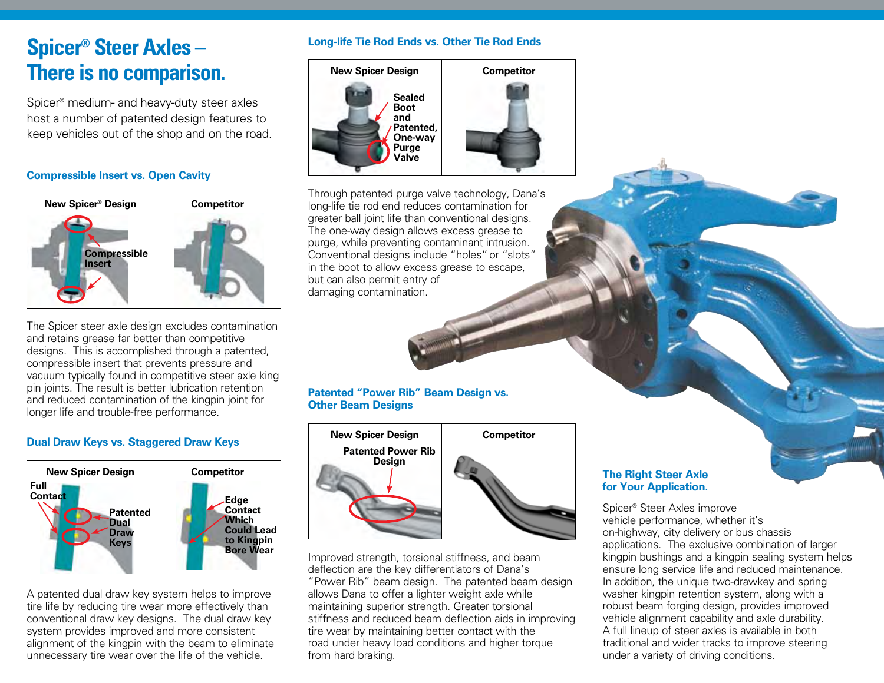# Spicer® Steer Axles – There is no comparison.

Spicer® medium- and heavy-duty steer axles host a number of patented design features to keep vehicles out of the shop and on the road.

### Compressible Insert vs. Open Cavity

| New Spicer® Design | Competitor |
|---|---|
| Compressible Insert | |

The Spicer steer axle design excludes contamination and retains grease far better than competitive designs. This is accomplished through a patented, compressible insert that prevents pressure and vacuum typically found in competitive steer axle king pin joints. The result is better lubrication retention and reduced contamination of the kingpin joint for longer life and trouble-free performance.

### Dual Draw Keys vs. Staggered Draw Keys

| New Spicer Design | Competitor |
|---|---|
| Full Contact; Patented Dual Draw Keys | Edge Contact Which Could Lead to Kingpin Bore Wear |

A patented dual draw key system helps to improve tire life by reducing tire wear more effectively than conventional draw key designs. The dual draw key system provides improved and more consistent alignment of the kingpin with the beam to eliminate unnecessary tire wear over the life of the vehicle.

### Long-life Tie Rod Ends vs. Other Tie Rod Ends

| New Spicer Design | Competitor |
|---|---|
| Sealed Boot and Patented, One-way Purge Valve | |

Through patented purge valve technology, Dana's long-life tie rod end reduces contamination for greater ball joint life than conventional designs. The one-way design allows excess grease to purge, while preventing contaminant intrusion. Conventional designs include "holes" or "slots" in the boot to allow excess grease to escape, but can also permit entry of damaging contamination.

### Patented "Power Rib" Beam Design vs. Other Beam Designs

| New Spicer Design | Competitor |
|---|---|
| Patented Power Rib Design | |

Improved strength, torsional stiffness, and beam deflection are the key differentiators of Dana's "Power Rib" beam design. The patented beam design allows Dana to offer a lighter weight axle while maintaining superior strength. Greater torsional stiffness and reduced beam deflection aids in improving tire wear by maintaining better contact with the road under heavy load conditions and higher torque from hard braking.

### The Right Steer Axle for Your Application.

Spicer® Steer Axles improve vehicle performance, whether it's on-highway, city delivery or bus chassis applications. The exclusive combination of larger kingpin bushings and a kingpin sealing system helps ensure long service life and reduced maintenance. In addition, the unique two-drawkey and spring washer kingpin retention system, along with a robust beam forging design, provides improved vehicle alignment capability and axle durability. A full lineup of steer axles is available in both traditional and wider tracks to improve steering under a variety of driving conditions.